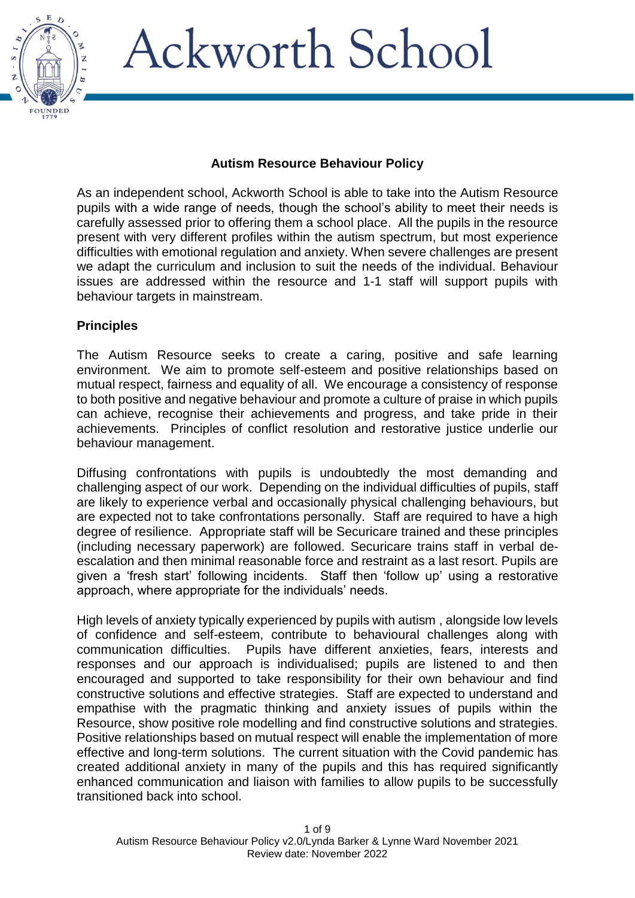# Ackworth School

## Autism Resource Behaviour Policy

As an independent school, Ackworth School is able to take into the Autism Resource pupils with a wide range of needs, though the school's ability to meet their needs is carefully assessed prior to offering them a school place. All the pupils in the resource present with very different profiles within the autism spectrum, but most experience difficulties with emotional regulation and anxiety. When severe challenges are present we adapt the curriculum and inclusion to suit the needs of the individual. Behaviour issues are addressed within the resource and 1-1 staff will support pupils with behaviour targets in mainstream.

### Principles

The Autism Resource seeks to create a caring, positive and safe learning environment. We aim to promote self-esteem and positive relationships based on mutual respect, fairness and equality of all. We encourage a consistency of response to both positive and negative behaviour and promote a culture of praise in which pupils can achieve, recognise their achievements and progress, and take pride in their achievements. Principles of conflict resolution and restorative justice underlie our behaviour management.

Diffusing confrontations with pupils is undoubtedly the most demanding and challenging aspect of our work. Depending on the individual difficulties of pupils, staff are likely to experience verbal and occasionally physical challenging behaviours, but are expected not to take confrontations personally. Staff are required to have a high degree of resilience. Appropriate staff will be Securicare trained and these principles (including necessary paperwork) are followed. Securicare trains staff in verbal de-escalation and then minimal reasonable force and restraint as a last resort. Pupils are given a 'fresh start' following incidents. Staff then 'follow up' using a restorative approach, where appropriate for the individuals' needs.

High levels of anxiety typically experienced by pupils with autism , alongside low levels of confidence and self-esteem, contribute to behavioural challenges along with communication difficulties. Pupils have different anxieties, fears, interests and responses and our approach is individualised; pupils are listened to and then encouraged and supported to take responsibility for their own behaviour and find constructive solutions and effective strategies. Staff are expected to understand and empathise with the pragmatic thinking and anxiety issues of pupils within the Resource, show positive role modelling and find constructive solutions and strategies. Positive relationships based on mutual respect will enable the implementation of more effective and long-term solutions. The current situation with the Covid pandemic has created additional anxiety in many of the pupils and this has required significantly enhanced communication and liaison with families to allow pupils to be successfully transitioned back into school.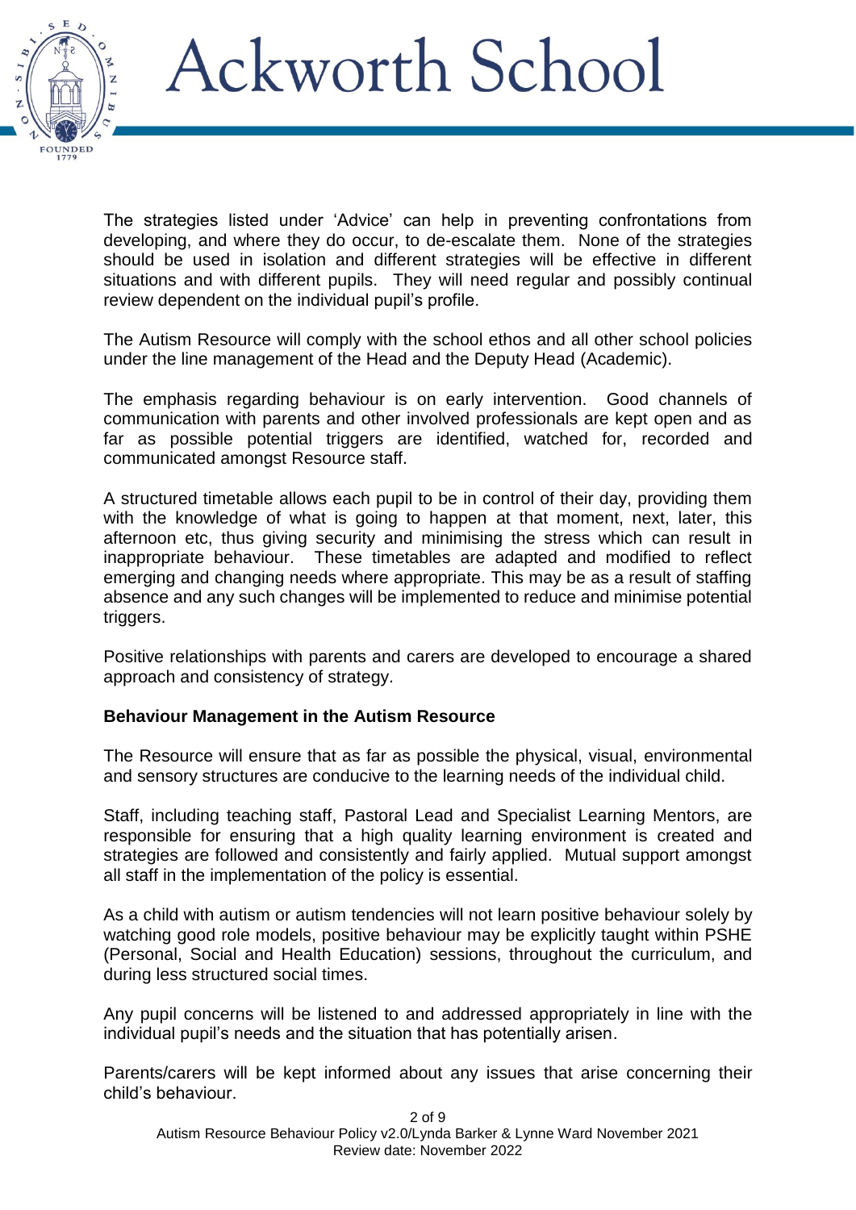The strategies listed under 'Advice' can help in preventing confrontations from developing, and where they do occur, to de-escalate them. None of the strategies should be used in isolation and different strategies will be effective in different situations and with different pupils. They will need regular and possibly continual review dependent on the individual pupil's profile.

The Autism Resource will comply with the school ethos and all other school policies under the line management of the Head and the Deputy Head (Academic).

The emphasis regarding behaviour is on early intervention. Good channels of communication with parents and other involved professionals are kept open and as far as possible potential triggers are identified, watched for, recorded and communicated amongst Resource staff.

A structured timetable allows each pupil to be in control of their day, providing them with the knowledge of what is going to happen at that moment, next, later, this afternoon etc, thus giving security and minimising the stress which can result in inappropriate behaviour. These timetables are adapted and modified to reflect emerging and changing needs where appropriate. This may be as a result of staffing absence and any such changes will be implemented to reduce and minimise potential triggers.

Positive relationships with parents and carers are developed to encourage a shared approach and consistency of strategy.

**Behaviour Management in the Autism Resource**

The Resource will ensure that as far as possible the physical, visual, environmental and sensory structures are conducive to the learning needs of the individual child.

Staff, including teaching staff, Pastoral Lead and Specialist Learning Mentors, are responsible for ensuring that a high quality learning environment is created and strategies are followed and consistently and fairly applied. Mutual support amongst all staff in the implementation of the policy is essential.

As a child with autism or autism tendencies will not learn positive behaviour solely by watching good role models, positive behaviour may be explicitly taught within PSHE (Personal, Social and Health Education) sessions, throughout the curriculum, and during less structured social times.

Any pupil concerns will be listened to and addressed appropriately in line with the individual pupil's needs and the situation that has potentially arisen.

Parents/carers will be kept informed about any issues that arise concerning their child's behaviour.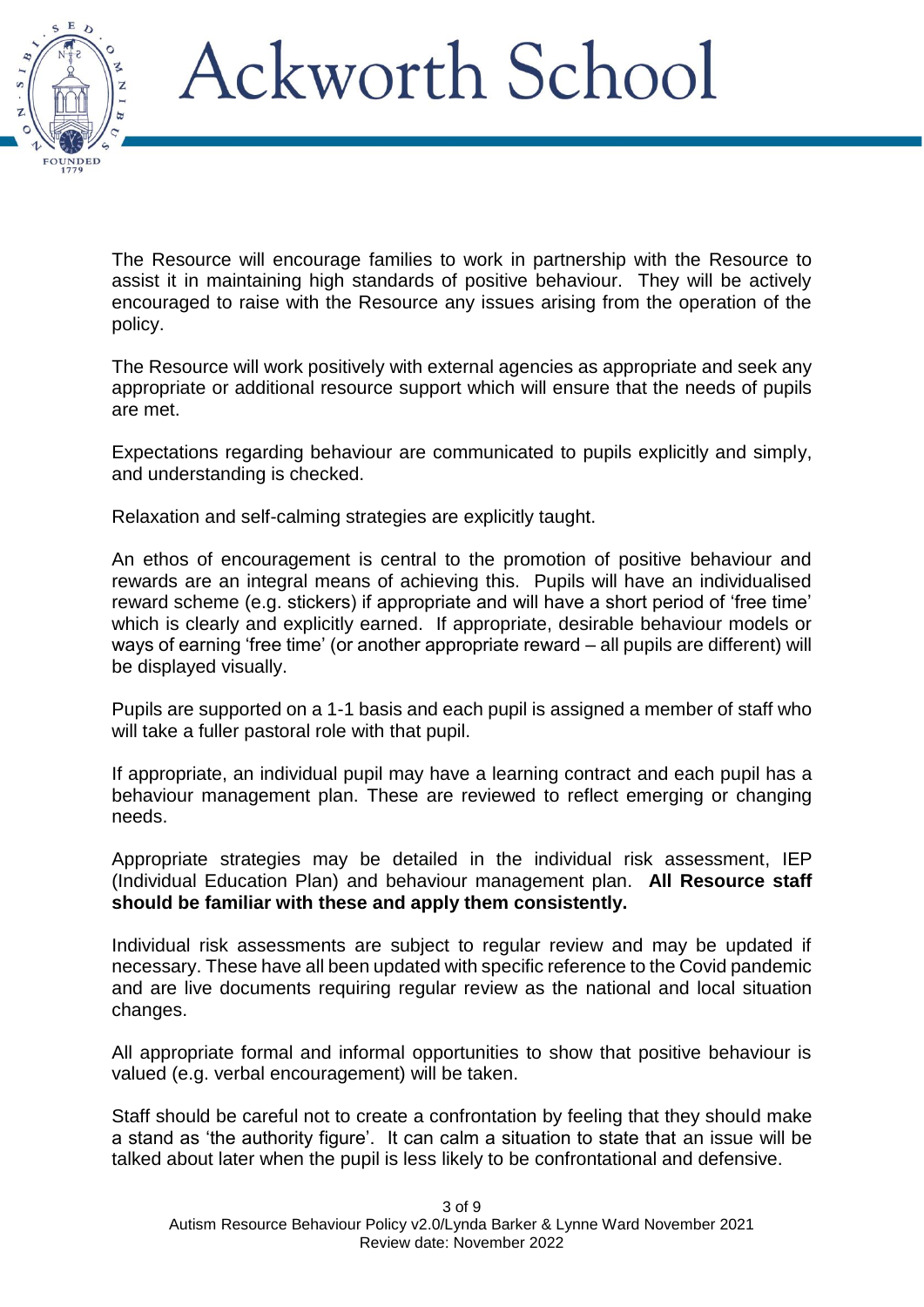The Resource will encourage families to work in partnership with the Resource to assist it in maintaining high standards of positive behaviour. They will be actively encouraged to raise with the Resource any issues arising from the operation of the policy.

The Resource will work positively with external agencies as appropriate and seek any appropriate or additional resource support which will ensure that the needs of pupils are met.

Expectations regarding behaviour are communicated to pupils explicitly and simply, and understanding is checked.

Relaxation and self-calming strategies are explicitly taught.

An ethos of encouragement is central to the promotion of positive behaviour and rewards are an integral means of achieving this. Pupils will have an individualised reward scheme (e.g. stickers) if appropriate and will have a short period of 'free time' which is clearly and explicitly earned. If appropriate, desirable behaviour models or ways of earning 'free time' (or another appropriate reward – all pupils are different) will be displayed visually.

Pupils are supported on a 1-1 basis and each pupil is assigned a member of staff who will take a fuller pastoral role with that pupil.

If appropriate, an individual pupil may have a learning contract and each pupil has a behaviour management plan. These are reviewed to reflect emerging or changing needs.

Appropriate strategies may be detailed in the individual risk assessment, IEP (Individual Education Plan) and behaviour management plan. **All Resource staff should be familiar with these and apply them consistently.**

Individual risk assessments are subject to regular review and may be updated if necessary. These have all been updated with specific reference to the Covid pandemic and are live documents requiring regular review as the national and local situation changes.

All appropriate formal and informal opportunities to show that positive behaviour is valued (e.g. verbal encouragement) will be taken.

Staff should be careful not to create a confrontation by feeling that they should make a stand as 'the authority figure'. It can calm a situation to state that an issue will be talked about later when the pupil is less likely to be confrontational and defensive.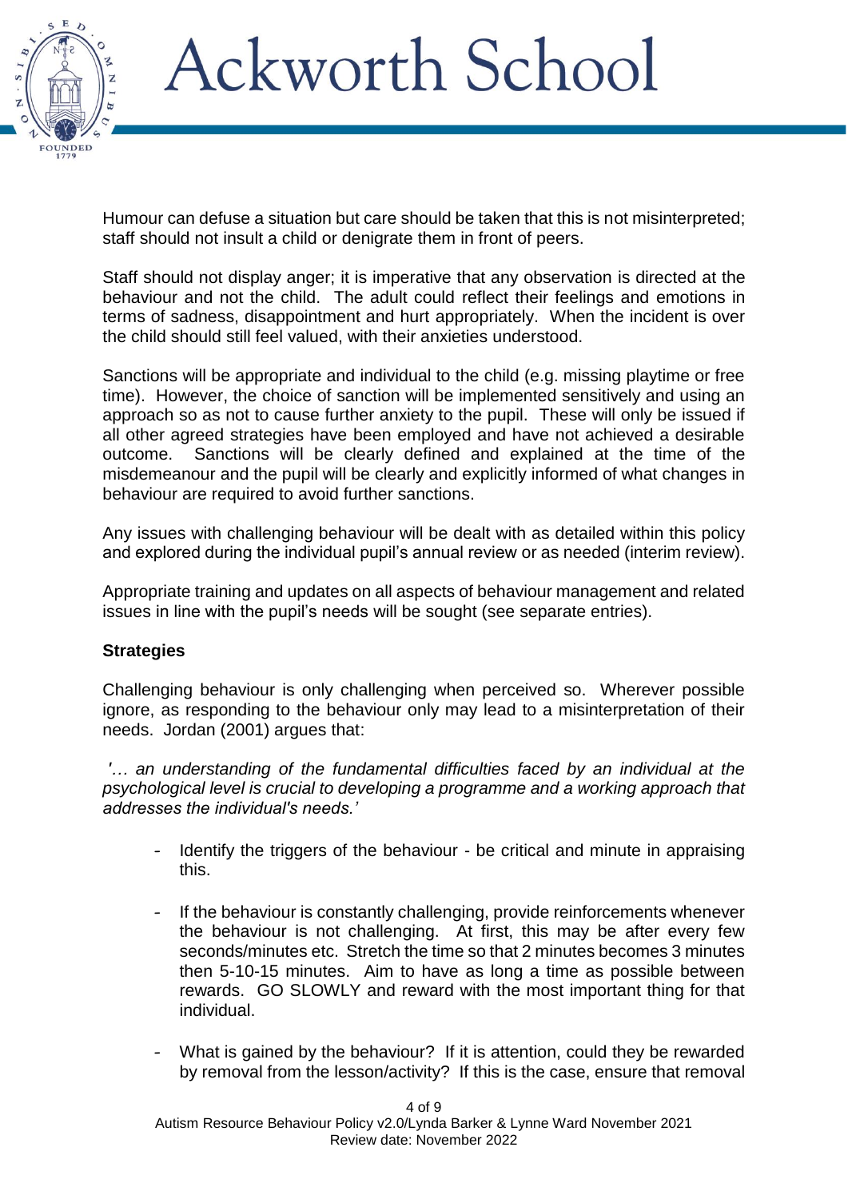Humour can defuse a situation but care should be taken that this is not misinterpreted; staff should not insult a child or denigrate them in front of peers.

Staff should not display anger; it is imperative that any observation is directed at the behaviour and not the child. The adult could reflect their feelings and emotions in terms of sadness, disappointment and hurt appropriately. When the incident is over the child should still feel valued, with their anxieties understood.

Sanctions will be appropriate and individual to the child (e.g. missing playtime or free time). However, the choice of sanction will be implemented sensitively and using an approach so as not to cause further anxiety to the pupil. These will only be issued if all other agreed strategies have been employed and have not achieved a desirable outcome. Sanctions will be clearly defined and explained at the time of the misdemeanour and the pupil will be clearly and explicitly informed of what changes in behaviour are required to avoid further sanctions.

Any issues with challenging behaviour will be dealt with as detailed within this policy and explored during the individual pupil's annual review or as needed (interim review).

Appropriate training and updates on all aspects of behaviour management and related issues in line with the pupil's needs will be sought (see separate entries).

**Strategies**

Challenging behaviour is only challenging when perceived so. Wherever possible ignore, as responding to the behaviour only may lead to a misinterpretation of their needs. Jordan (2001) argues that:

*'… an understanding of the fundamental difficulties faced by an individual at the psychological level is crucial to developing a programme and a working approach that addresses the individual's needs.'*

- Identify the triggers of the behaviour - be critical and minute in appraising this.
- If the behaviour is constantly challenging, provide reinforcements whenever the behaviour is not challenging. At first, this may be after every few seconds/minutes etc. Stretch the time so that 2 minutes becomes 3 minutes then 5-10-15 minutes. Aim to have as long a time as possible between rewards. GO SLOWLY and reward with the most important thing for that individual.
- What is gained by the behaviour? If it is attention, could they be rewarded by removal from the lesson/activity? If this is the case, ensure that removal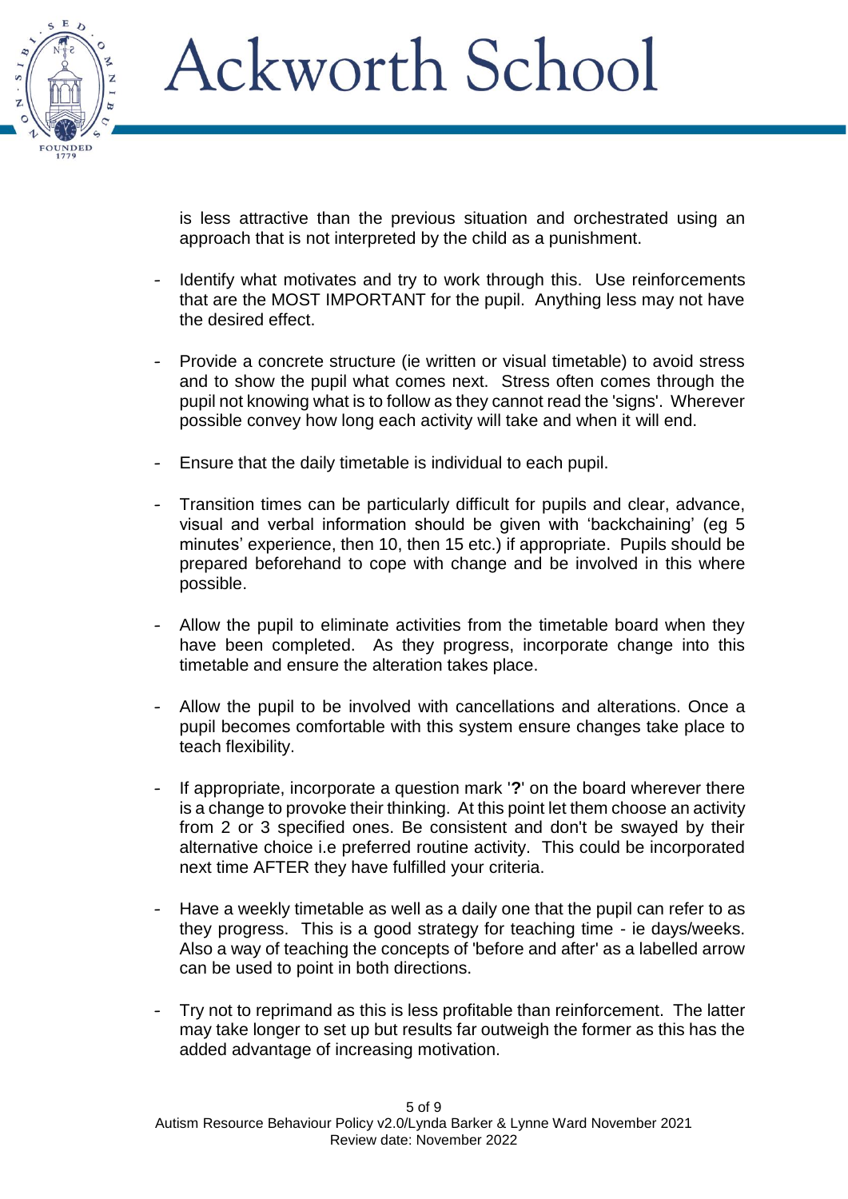is less attractive than the previous situation and orchestrated using an approach that is not interpreted by the child as a punishment.

- Identify what motivates and try to work through this. Use reinforcements that are the MOST IMPORTANT for the pupil. Anything less may not have the desired effect.

- Provide a concrete structure (ie written or visual timetable) to avoid stress and to show the pupil what comes next. Stress often comes through the pupil not knowing what is to follow as they cannot read the 'signs'. Wherever possible convey how long each activity will take and when it will end.

- Ensure that the daily timetable is individual to each pupil.

- Transition times can be particularly difficult for pupils and clear, advance, visual and verbal information should be given with 'backchaining' (eg 5 minutes' experience, then 10, then 15 etc.) if appropriate. Pupils should be prepared beforehand to cope with change and be involved in this where possible.

- Allow the pupil to eliminate activities from the timetable board when they have been completed. As they progress, incorporate change into this timetable and ensure the alteration takes place.

- Allow the pupil to be involved with cancellations and alterations. Once a pupil becomes comfortable with this system ensure changes take place to teach flexibility.

- If appropriate, incorporate a question mark '**?**' on the board wherever there is a change to provoke their thinking. At this point let them choose an activity from 2 or 3 specified ones. Be consistent and don't be swayed by their alternative choice i.e preferred routine activity. This could be incorporated next time AFTER they have fulfilled your criteria.

- Have a weekly timetable as well as a daily one that the pupil can refer to as they progress. This is a good strategy for teaching time - ie days/weeks. Also a way of teaching the concepts of 'before and after' as a labelled arrow can be used to point in both directions.

- Try not to reprimand as this is less profitable than reinforcement. The latter may take longer to set up but results far outweigh the former as this has the added advantage of increasing motivation.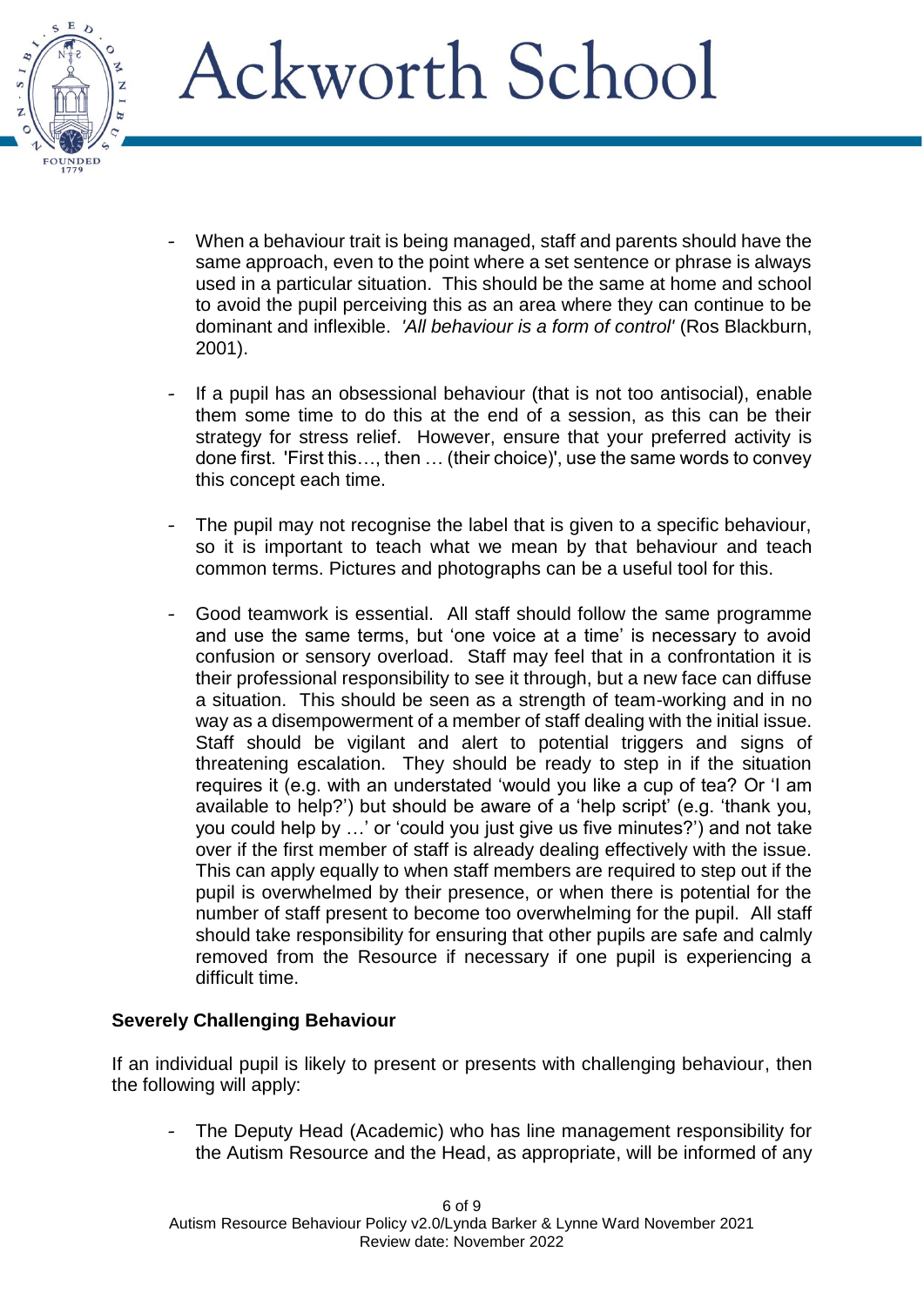- When a behaviour trait is being managed, staff and parents should have the same approach, even to the point where a set sentence or phrase is always used in a particular situation. This should be the same at home and school to avoid the pupil perceiving this as an area where they can continue to be dominant and inflexible. *'All behaviour is a form of control'* (Ros Blackburn, 2001).

- If a pupil has an obsessional behaviour (that is not too antisocial), enable them some time to do this at the end of a session, as this can be their strategy for stress relief. However, ensure that your preferred activity is done first. 'First this…, then … (their choice)', use the same words to convey this concept each time.

- The pupil may not recognise the label that is given to a specific behaviour, so it is important to teach what we mean by that behaviour and teach common terms. Pictures and photographs can be a useful tool for this.

- Good teamwork is essential. All staff should follow the same programme and use the same terms, but 'one voice at a time' is necessary to avoid confusion or sensory overload. Staff may feel that in a confrontation it is their professional responsibility to see it through, but a new face can diffuse a situation. This should be seen as a strength of team-working and in no way as a disempowerment of a member of staff dealing with the initial issue. Staff should be vigilant and alert to potential triggers and signs of threatening escalation. They should be ready to step in if the situation requires it (e.g. with an understated 'would you like a cup of tea? Or 'I am available to help?') but should be aware of a 'help script' (e.g. 'thank you, you could help by …' or 'could you just give us five minutes?') and not take over if the first member of staff is already dealing effectively with the issue. This can apply equally to when staff members are required to step out if the pupil is overwhelmed by their presence, or when there is potential for the number of staff present to become too overwhelming for the pupil. All staff should take responsibility for ensuring that other pupils are safe and calmly removed from the Resource if necessary if one pupil is experiencing a difficult time.

**Severely Challenging Behaviour**

If an individual pupil is likely to present or presents with challenging behaviour, then the following will apply:

- The Deputy Head (Academic) who has line management responsibility for the Autism Resource and the Head, as appropriate, will be informed of any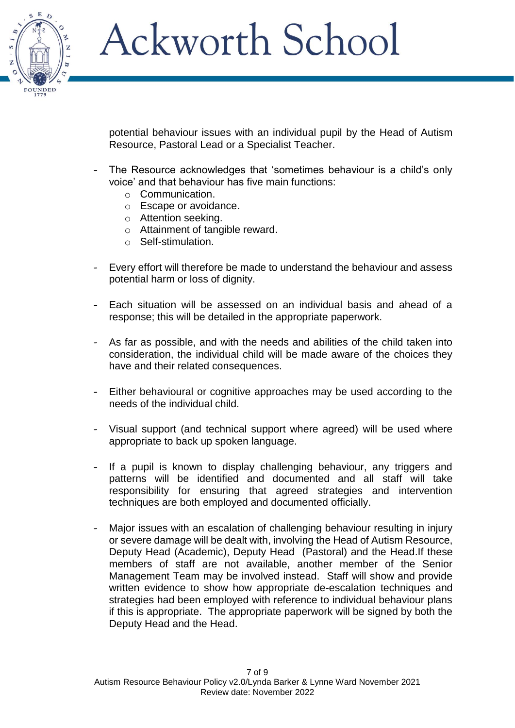potential behaviour issues with an individual pupil by the Head of Autism Resource, Pastoral Lead or a Specialist Teacher.

- The Resource acknowledges that 'sometimes behaviour is a child's only voice' and that behaviour has five main functions:
  - Communication.
  - Escape or avoidance.
  - Attention seeking.
  - Attainment of tangible reward.
  - Self-stimulation.

- Every effort will therefore be made to understand the behaviour and assess potential harm or loss of dignity.

- Each situation will be assessed on an individual basis and ahead of a response; this will be detailed in the appropriate paperwork.

- As far as possible, and with the needs and abilities of the child taken into consideration, the individual child will be made aware of the choices they have and their related consequences.

- Either behavioural or cognitive approaches may be used according to the needs of the individual child.

- Visual support (and technical support where agreed) will be used where appropriate to back up spoken language.

- If a pupil is known to display challenging behaviour, any triggers and patterns will be identified and documented and all staff will take responsibility for ensuring that agreed strategies and intervention techniques are both employed and documented officially.

- Major issues with an escalation of challenging behaviour resulting in injury or severe damage will be dealt with, involving the Head of Autism Resource, Deputy Head (Academic), Deputy Head (Pastoral) and the Head.If these members of staff are not available, another member of the Senior Management Team may be involved instead. Staff will show and provide written evidence to show how appropriate de-escalation techniques and strategies had been employed with reference to individual behaviour plans if this is appropriate. The appropriate paperwork will be signed by both the Deputy Head and the Head.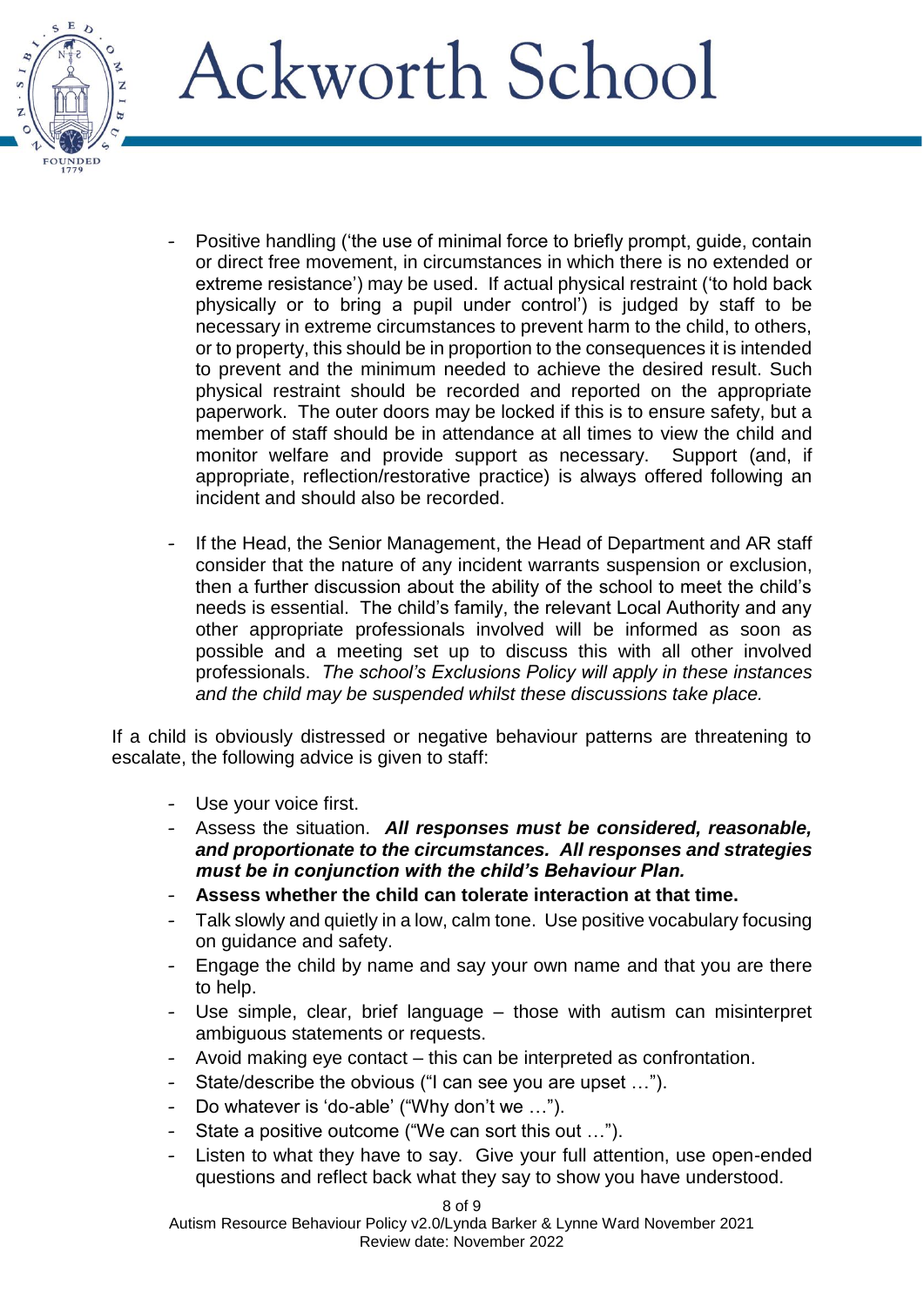- Positive handling ('the use of minimal force to briefly prompt, guide, contain or direct free movement, in circumstances in which there is no extended or extreme resistance') may be used. If actual physical restraint ('to hold back physically or to bring a pupil under control') is judged by staff to be necessary in extreme circumstances to prevent harm to the child, to others, or to property, this should be in proportion to the consequences it is intended to prevent and the minimum needed to achieve the desired result. Such physical restraint should be recorded and reported on the appropriate paperwork. The outer doors may be locked if this is to ensure safety, but a member of staff should be in attendance at all times to view the child and monitor welfare and provide support as necessary. Support (and, if appropriate, reflection/restorative practice) is always offered following an incident and should also be recorded.

- If the Head, the Senior Management, the Head of Department and AR staff consider that the nature of any incident warrants suspension or exclusion, then a further discussion about the ability of the school to meet the child's needs is essential. The child's family, the relevant Local Authority and any other appropriate professionals involved will be informed as soon as possible and a meeting set up to discuss this with all other involved professionals. *The school's Exclusions Policy will apply in these instances and the child may be suspended whilst these discussions take place.*

If a child is obviously distressed or negative behaviour patterns are threatening to escalate, the following advice is given to staff:

- Use your voice first.
- Assess the situation. ***All responses must be considered, reasonable, and proportionate to the circumstances. All responses and strategies must be in conjunction with the child's Behaviour Plan.***
- **Assess whether the child can tolerate interaction at that time.**
- Talk slowly and quietly in a low, calm tone. Use positive vocabulary focusing on guidance and safety.
- Engage the child by name and say your own name and that you are there to help.
- Use simple, clear, brief language – those with autism can misinterpret ambiguous statements or requests.
- Avoid making eye contact – this can be interpreted as confrontation.
- State/describe the obvious ("I can see you are upset …").
- Do whatever is 'do-able' ("Why don't we …").
- State a positive outcome ("We can sort this out …").
- Listen to what they have to say. Give your full attention, use open-ended questions and reflect back what they say to show you have understood.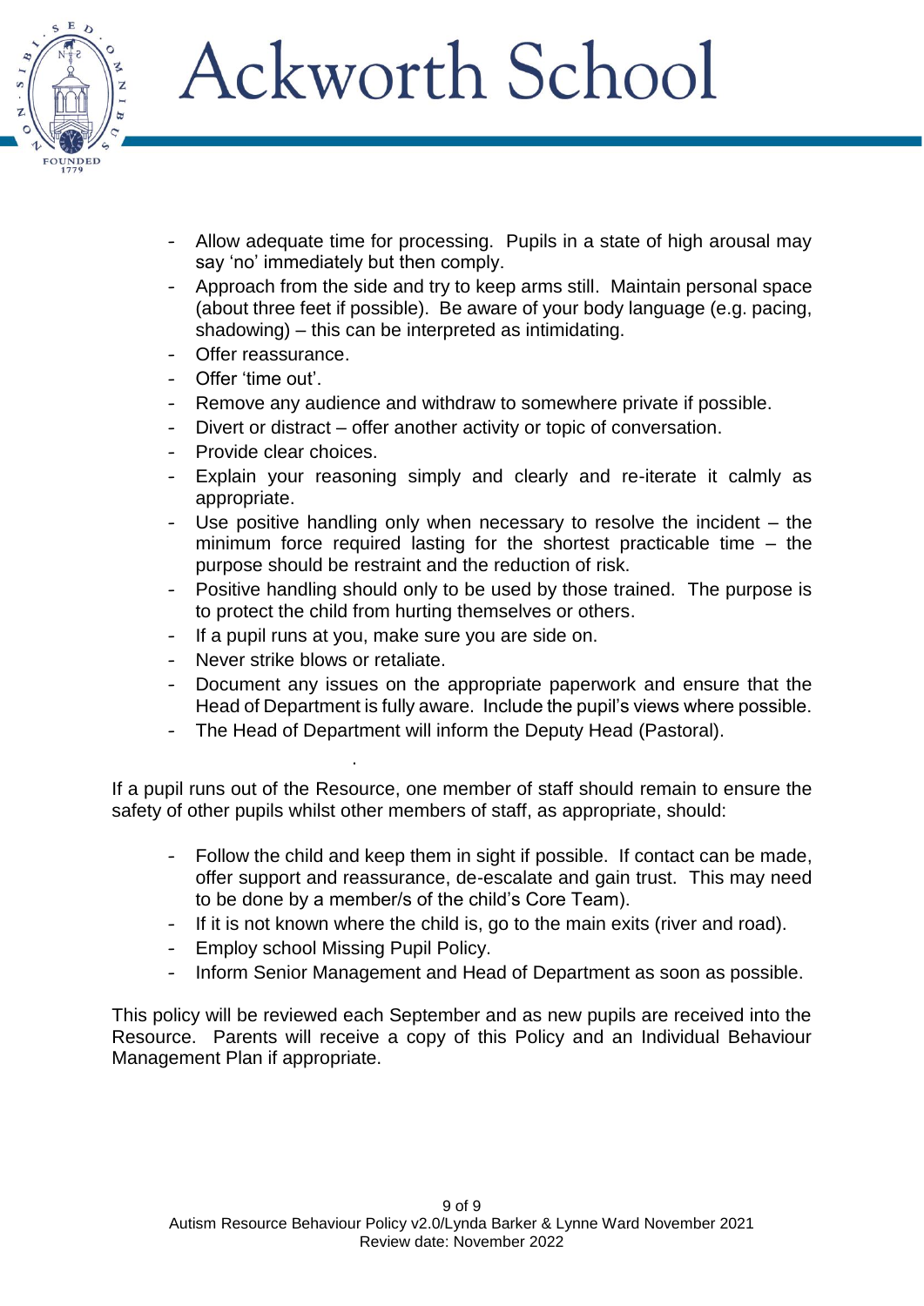- Allow adequate time for processing. Pupils in a state of high arousal may say 'no' immediately but then comply.
- Approach from the side and try to keep arms still. Maintain personal space (about three feet if possible). Be aware of your body language (e.g. pacing, shadowing) – this can be interpreted as intimidating.
- Offer reassurance.
- Offer 'time out'.
- Remove any audience and withdraw to somewhere private if possible.
- Divert or distract – offer another activity or topic of conversation.
- Provide clear choices.
- Explain your reasoning simply and clearly and re-iterate it calmly as appropriate.
- Use positive handling only when necessary to resolve the incident – the minimum force required lasting for the shortest practicable time – the purpose should be restraint and the reduction of risk.
- Positive handling should only to be used by those trained. The purpose is to protect the child from hurting themselves or others.
- If a pupil runs at you, make sure you are side on.
- Never strike blows or retaliate.
- Document any issues on the appropriate paperwork and ensure that the Head of Department is fully aware. Include the pupil's views where possible.
- The Head of Department will inform the Deputy Head (Pastoral).

If a pupil runs out of the Resource, one member of staff should remain to ensure the safety of other pupils whilst other members of staff, as appropriate, should:

- Follow the child and keep them in sight if possible. If contact can be made, offer support and reassurance, de-escalate and gain trust. This may need to be done by a member/s of the child's Core Team).
- If it is not known where the child is, go to the main exits (river and road).
- Employ school Missing Pupil Policy.
- Inform Senior Management and Head of Department as soon as possible.

This policy will be reviewed each September and as new pupils are received into the Resource. Parents will receive a copy of this Policy and an Individual Behaviour Management Plan if appropriate.